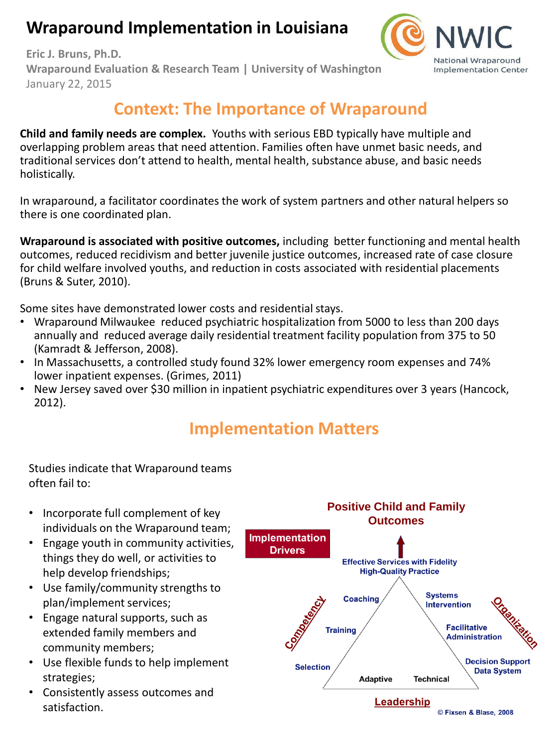# Wraparound Implementation in Louisiana

**Eric J. Bruns, Ph.D.**
**Wraparound Evaluation & Research Team | University of Washington**
January 22, 2015

NWIC National Wraparound Implementation Center

## Context: The Importance of Wraparound

**Child and family needs are complex.** Youths with serious EBD typically have multiple and overlapping problem areas that need attention. Families often have unmet basic needs, and traditional services don't attend to health, mental health, substance abuse, and basic needs holistically.

In wraparound, a facilitator coordinates the work of system partners and other natural helpers so there is one coordinated plan.

**Wraparound is associated with positive outcomes,** including better functioning and mental health outcomes, reduced recidivism and better juvenile justice outcomes, increased rate of case closure for child welfare involved youths, and reduction in costs associated with residential placements (Bruns & Suter, 2010).

Some sites have demonstrated lower costs and residential stays.

- Wraparound Milwaukee reduced psychiatric hospitalization from 5000 to less than 200 days annually and reduced average daily residential treatment facility population from 375 to 50 (Kamradt & Jefferson, 2008).
- In Massachusetts, a controlled study found 32% lower emergency room expenses and 74% lower inpatient expenses. (Grimes, 2011)
- New Jersey saved over $30 million in inpatient psychiatric expenditures over 3 years (Hancock, 2012).

## Implementation Matters

Studies indicate that Wraparound teams often fail to:

- Incorporate full complement of key individuals on the Wraparound team;
- Engage youth in community activities, things they do well, or activities to help develop friendships;
- Use family/community strengths to plan/implement services;
- Engage natural supports, such as extended family members and community members;
- Use flexible funds to help implement strategies;
- Consistently assess outcomes and satisfaction.

**Positive Child and Family Outcomes**

**Implementation Drivers**

Effective Services with Fidelity
High-Quality Practice

Competency: Coaching, Training, Selection

Organization: Systems Intervention, Facilitative Administration, Decision Support Data System

Leadership: Adaptive, Technical

© Fixsen & Blase, 2008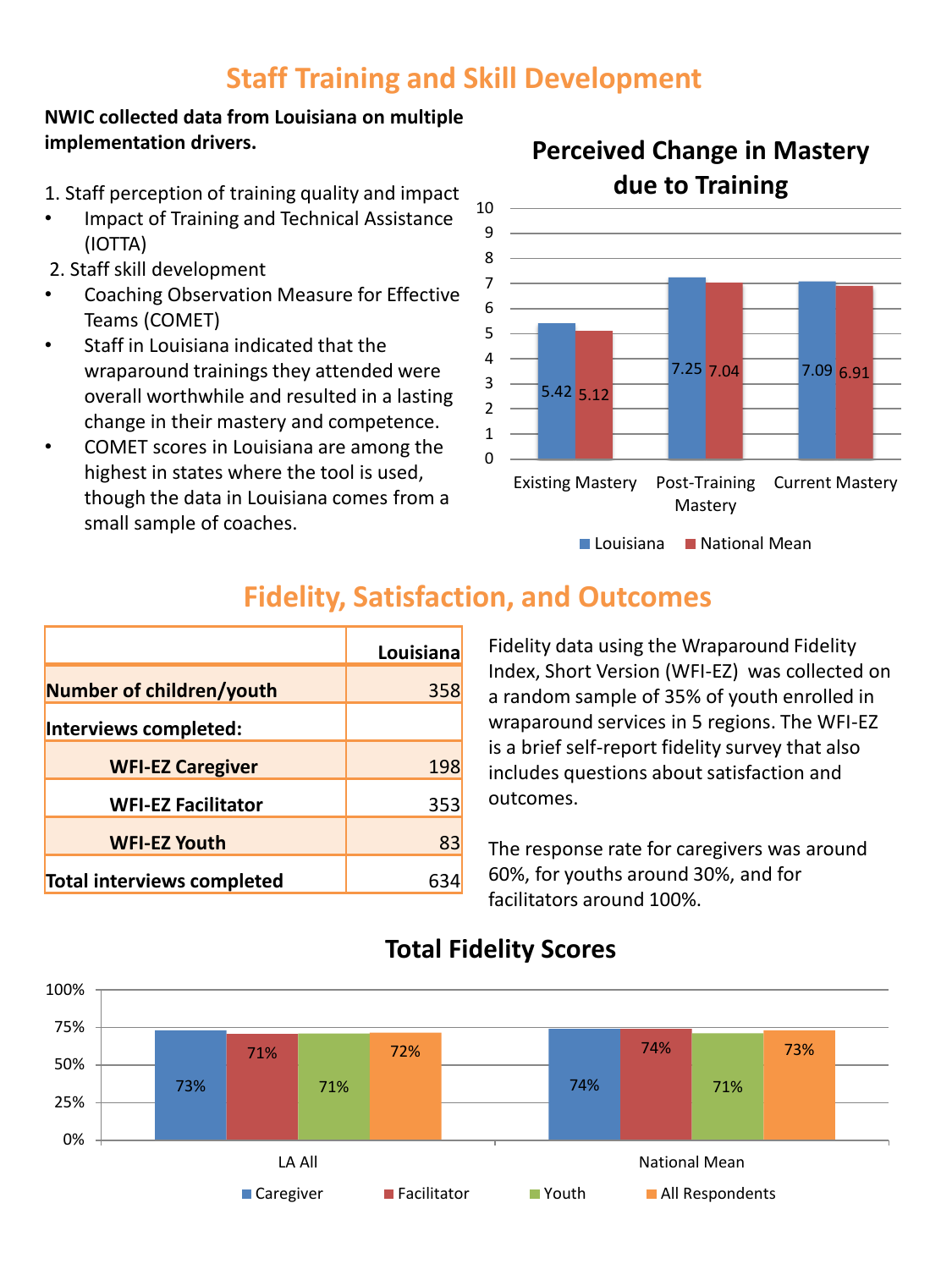## Staff Training and Skill Development

**NWIC collected data from Louisiana on multiple implementation drivers.**

1. Staff perception of training quality and impact
   - Impact of Training and Technical Assistance (IOTTA)
2. Staff skill development
   - Coaching Observation Measure for Effective Teams (COMET)
   - Staff in Louisiana indicated that the wraparound trainings they attended were overall worthwhile and resulted in a lasting change in their mastery and competence.
   - COMET scores in Louisiana are among the highest in states where the tool is used, though the data in Louisiana comes from a small sample of coaches.

**Perceived Change in Mastery due to Training**

| | Louisiana | National Mean |
|---|---|---|
| Existing Mastery | 5.42 | 5.12 |
| Post-Training Mastery | 7.25 | 7.04 |
| Current Mastery | 7.09 | 6.91 |

## Fidelity, Satisfaction, and Outcomes

| | Louisiana |
|---|---|
| **Number of children/youth** | 358 |
| **Interviews completed:** | |
| **WFI-EZ Caregiver** | 198 |
| **WFI-EZ Facilitator** | 353 |
| **WFI-EZ Youth** | 83 |
| **Total interviews completed** | 634 |

Fidelity data using the Wraparound Fidelity Index, Short Version (WFI-EZ) was collected on a random sample of 35% of youth enrolled in wraparound services in 5 regions. The WFI-EZ is a brief self-report fidelity survey that also includes questions about satisfaction and outcomes.

The response rate for caregivers was around 60%, for youths around 30%, and for facilitators around 100%.

**Total Fidelity Scores**

| | Caregiver | Facilitator | Youth | All Respondents |
|---|---|---|---|---|
| LA All | 73% | 71% | 71% | 72% |
| National Mean | 74% | 74% | 71% | 73% |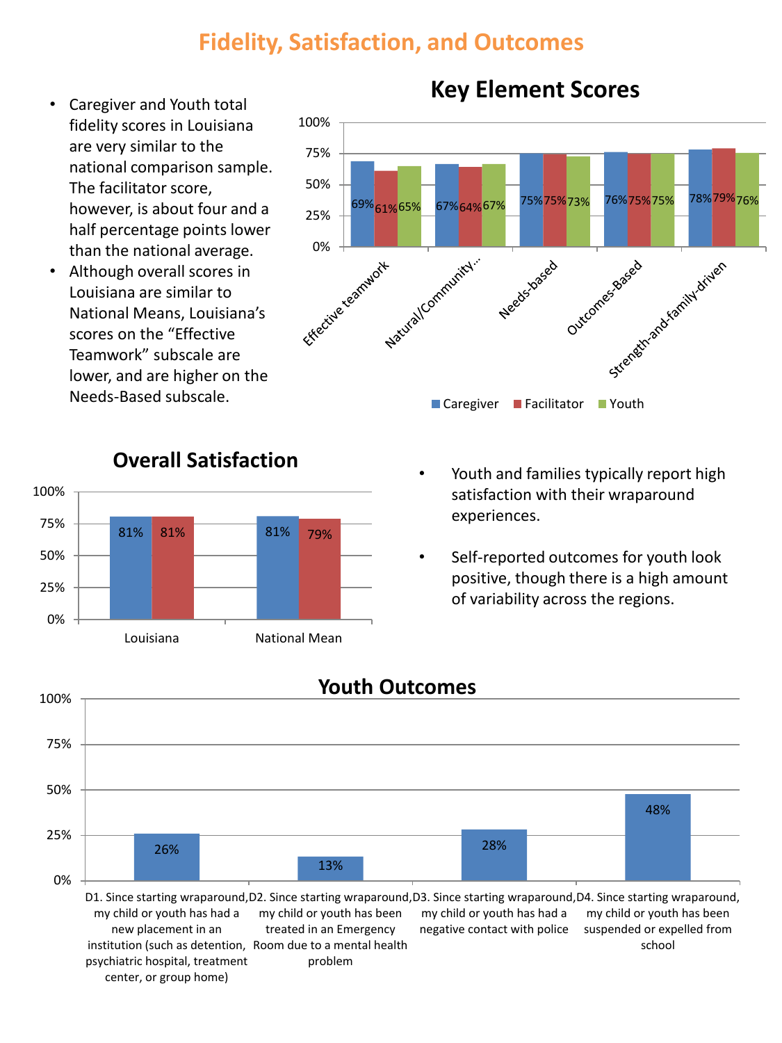# Fidelity, Satisfaction, and Outcomes

- Caregiver and Youth total fidelity scores in Louisiana are very similar to the national comparison sample. The facilitator score, however, is about four and a half percentage points lower than the national average.
- Although overall scores in Louisiana are similar to National Means, Louisiana's scores on the "Effective Teamwork" subscale are lower, and are higher on the Needs-Based subscale.

## Key Element Scores

| | Caregiver | Facilitator | Youth |
|---|---|---|---|
| Effective teamwork | 69% | 61% | 65% |
| Natural/Community... | 67% | 64% | 67% |
| Needs-based | 75% | 75% | 73% |
| Outcomes-Based | 76% | 75% | 75% |
| Strength-and-family-driven | 78% | 79% | 76% |

## Overall Satisfaction

| | | |
|---|---|---|
| Louisiana | 81% | 81% |
| National Mean | 81% | 79% |

- Youth and families typically report high satisfaction with their wraparound experiences.
- Self-reported outcomes for youth look positive, though there is a high amount of variability across the regions.

## Youth Outcomes

| Item | % |
|---|---|
| D1. Since starting wraparound, my child or youth has had a new placement in an institution (such as detention, psychiatric hospital, treatment center, or group home) | 26% |
| D2. Since starting wraparound, my child or youth has been treated in an Emergency Room due to a mental health problem | 13% |
| D3. Since starting wraparound, my child or youth has had a negative contact with police | 28% |
| D4. Since starting wraparound, my child or youth has been suspended or expelled from school | 48% |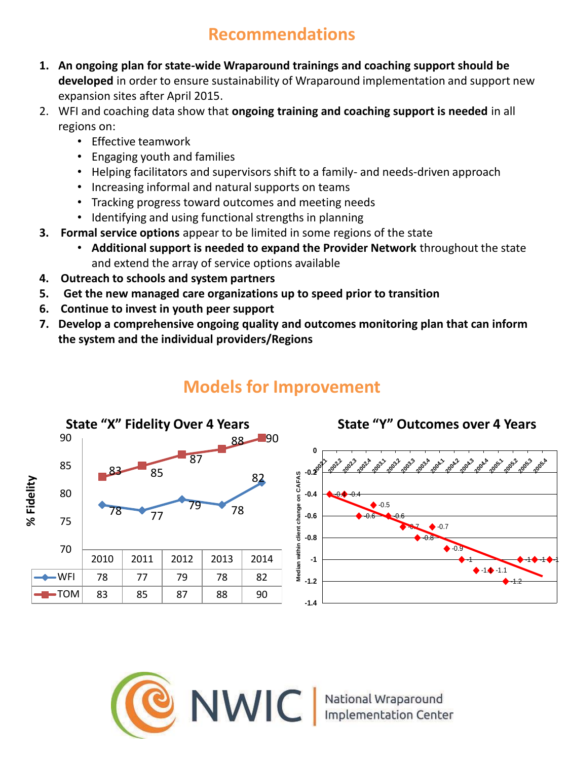# Recommendations

1. **An ongoing plan for state-wide Wraparound trainings and coaching support should be developed** in order to ensure sustainability of Wraparound implementation and support new expansion sites after April 2015.
2. WFI and coaching data show that **ongoing training and coaching support is needed** in all regions on:
   - Effective teamwork
   - Engaging youth and families
   - Helping facilitators and supervisors shift to a family- and needs-driven approach
   - Increasing informal and natural supports on teams
   - Tracking progress toward outcomes and meeting needs
   - Identifying and using functional strengths in planning
3. **Formal service options** appear to be limited in some regions of the state
   - **Additional support is needed to expand the Provider Network** throughout the state and extend the array of service options available
4. **Outreach to schools and system partners**
5. **Get the new managed care organizations up to speed prior to transition**
6. **Continue to invest in youth peer support**
7. **Develop a comprehensive ongoing quality and outcomes monitoring plan that can inform the system and the individual providers/Regions**

# Models for Improvement

**State "X" Fidelity Over 4 Years**

% Fidelity

90
85
80
75
70

WFI: 78, 77, 79, 78, 82
TOM: 83, 85, 87, 88, 90

| | 2010 | 2011 | 2012 | 2013 | 2014 |
|---|---|---|---|---|---|
| WFI | 78 | 77 | 79 | 78 | 82 |
| TOM | 83 | 85 | 87 | 88 | 90 |

**State "Y" Outcomes over 4 Years**

Median within client change on CAFAS

0
-0.2
-0.4
-0.6
-0.8
-1
-1.2
-1.4

20021, 20022, 20023, 20024, 20031, 20032, 20033, 20034, 20041, 20042, 20043, 20044, 20051, 20052, 20053, 20054

-0.4, -0.4, -0.6, -0.5, -0.6, -0.7, -0.8, -0.7, -0.9, -1, -1.1, -1.1, -1.2, -1, -1, -1

NWIC | National Wraparound Implementation Center